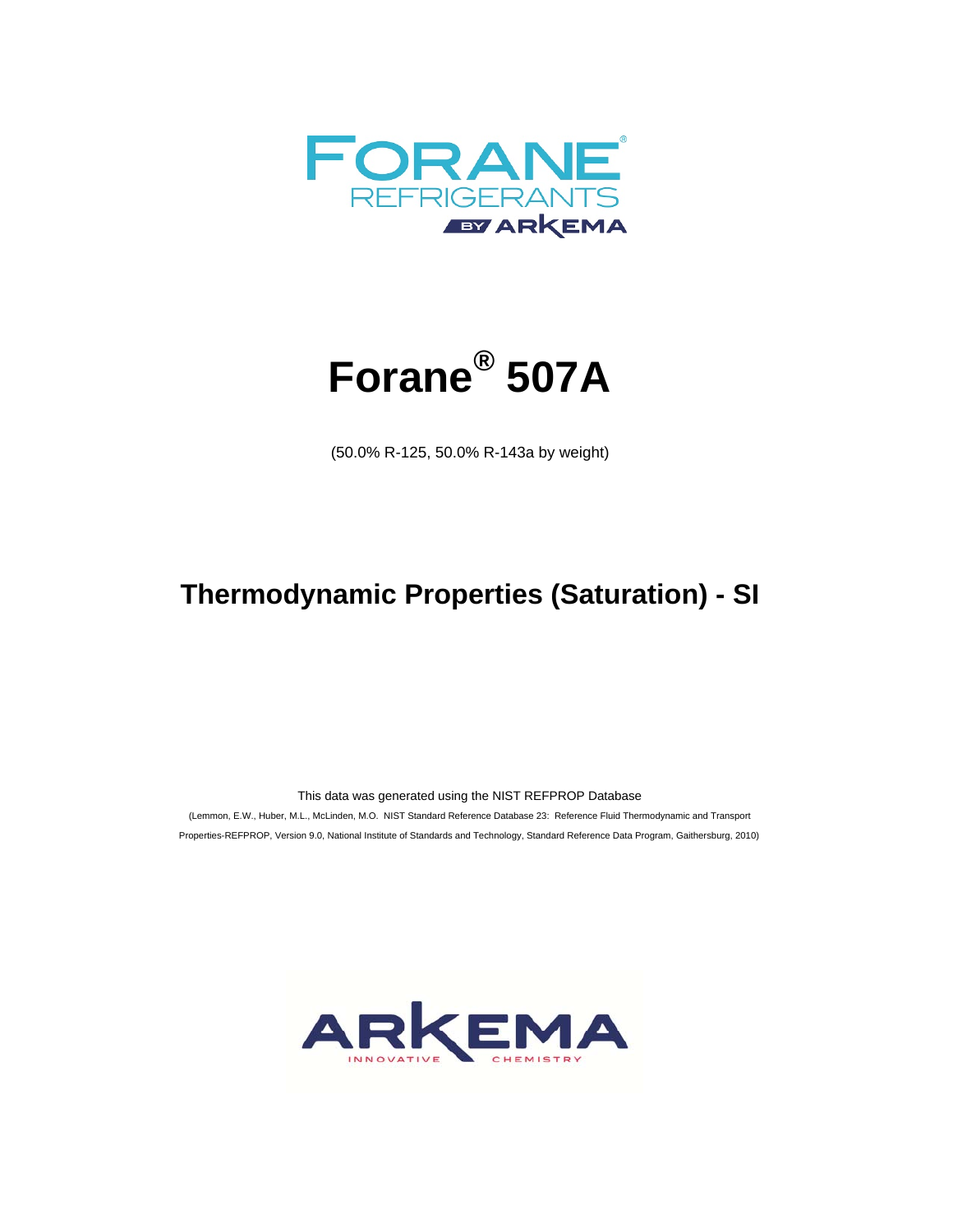FORANE®

REFRIGERANTS

BY ARKEMA

# Forane® 507A

(50.0% R-125, 50.0% R-143a by weight)

## Thermodynamic Properties (Saturation) - SI

This data was generated using the NIST REFPROP Database

(Lemmon, E.W., Huber, M.L., McLinden, M.O. NIST Standard Reference Database 23: Reference Fluid Thermodynamic and Transport Properties-REFPROP, Version 9.0, National Institute of Standards and Technology, Standard Reference Data Program, Gaithersburg, 2010)

ARKEMA

INNOVATIVE CHEMISTRY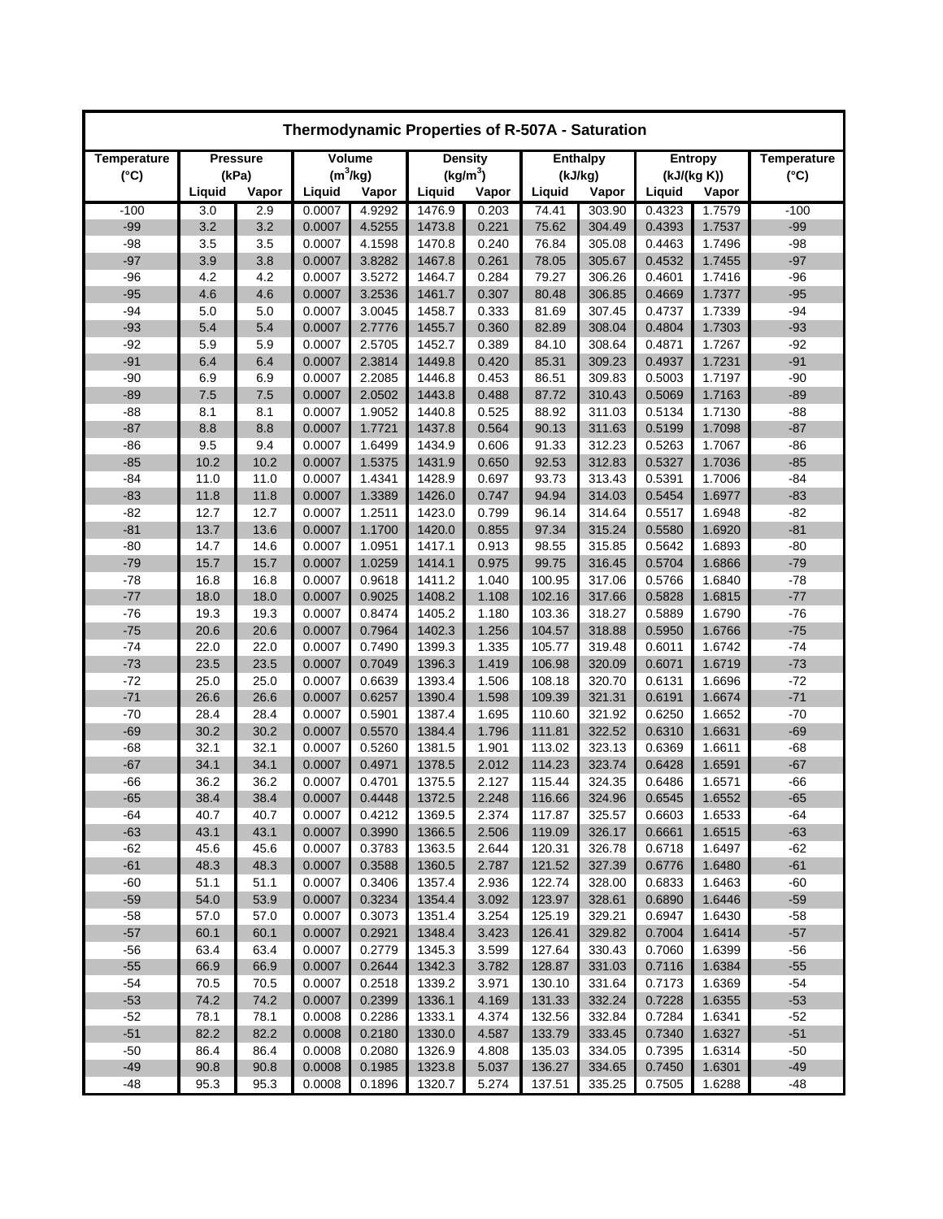| Thermodynamic Properties of R-507A - Saturation | | | | | | | | | | | |
|---|---|---|---|---|---|---|---|---|---|---|---|
| Temperature | Pressure | | Volume | | Density | | Enthalpy | | Entropy | | Temperature |
| (°C) | (kPa) | | ($m^3$/kg) | | (kg/$m^3$) | | (kJ/kg) | | (kJ/(kg K)) | | (°C) |
| | Liquid | Vapor | Liquid | Vapor | Liquid | Vapor | Liquid | Vapor | Liquid | Vapor | |
| -100 | 3.0 | 2.9 | 0.0007 | 4.9292 | 1476.9 | 0.203 | 74.41 | 303.90 | 0.4323 | 1.7579 | -100 |
| -99 | 3.2 | 3.2 | 0.0007 | 4.5255 | 1473.8 | 0.221 | 75.62 | 304.49 | 0.4393 | 1.7537 | -99 |
| -98 | 3.5 | 3.5 | 0.0007 | 4.1598 | 1470.8 | 0.240 | 76.84 | 305.08 | 0.4463 | 1.7496 | -98 |
| -97 | 3.9 | 3.8 | 0.0007 | 3.8282 | 1467.8 | 0.261 | 78.05 | 305.67 | 0.4532 | 1.7455 | -97 |
| -96 | 4.2 | 4.2 | 0.0007 | 3.5272 | 1464.7 | 0.284 | 79.27 | 306.26 | 0.4601 | 1.7416 | -96 |
| -95 | 4.6 | 4.6 | 0.0007 | 3.2536 | 1461.7 | 0.307 | 80.48 | 306.85 | 0.4669 | 1.7377 | -95 |
| -94 | 5.0 | 5.0 | 0.0007 | 3.0045 | 1458.7 | 0.333 | 81.69 | 307.45 | 0.4737 | 1.7339 | -94 |
| -93 | 5.4 | 5.4 | 0.0007 | 2.7776 | 1455.7 | 0.360 | 82.89 | 308.04 | 0.4804 | 1.7303 | -93 |
| -92 | 5.9 | 5.9 | 0.0007 | 2.5705 | 1452.7 | 0.389 | 84.10 | 308.64 | 0.4871 | 1.7267 | -92 |
| -91 | 6.4 | 6.4 | 0.0007 | 2.3814 | 1449.8 | 0.420 | 85.31 | 309.23 | 0.4937 | 1.7231 | -91 |
| -90 | 6.9 | 6.9 | 0.0007 | 2.2085 | 1446.8 | 0.453 | 86.51 | 309.83 | 0.5003 | 1.7197 | -90 |
| -89 | 7.5 | 7.5 | 0.0007 | 2.0502 | 1443.8 | 0.488 | 87.72 | 310.43 | 0.5069 | 1.7163 | -89 |
| -88 | 8.1 | 8.1 | 0.0007 | 1.9052 | 1440.8 | 0.525 | 88.92 | 311.03 | 0.5134 | 1.7130 | -88 |
| -87 | 8.8 | 8.8 | 0.0007 | 1.7721 | 1437.8 | 0.564 | 90.13 | 311.63 | 0.5199 | 1.7098 | -87 |
| -86 | 9.5 | 9.4 | 0.0007 | 1.6499 | 1434.9 | 0.606 | 91.33 | 312.23 | 0.5263 | 1.7067 | -86 |
| -85 | 10.2 | 10.2 | 0.0007 | 1.5375 | 1431.9 | 0.650 | 92.53 | 312.83 | 0.5327 | 1.7036 | -85 |
| -84 | 11.0 | 11.0 | 0.0007 | 1.4341 | 1428.9 | 0.697 | 93.73 | 313.43 | 0.5391 | 1.7006 | -84 |
| -83 | 11.8 | 11.8 | 0.0007 | 1.3389 | 1426.0 | 0.747 | 94.94 | 314.03 | 0.5454 | 1.6977 | -83 |
| -82 | 12.7 | 12.7 | 0.0007 | 1.2511 | 1423.0 | 0.799 | 96.14 | 314.64 | 0.5517 | 1.6948 | -82 |
| -81 | 13.7 | 13.6 | 0.0007 | 1.1700 | 1420.0 | 0.855 | 97.34 | 315.24 | 0.5580 | 1.6920 | -81 |
| -80 | 14.7 | 14.6 | 0.0007 | 1.0951 | 1417.1 | 0.913 | 98.55 | 315.85 | 0.5642 | 1.6893 | -80 |
| -79 | 15.7 | 15.7 | 0.0007 | 1.0259 | 1414.1 | 0.975 | 99.75 | 316.45 | 0.5704 | 1.6866 | -79 |
| -78 | 16.8 | 16.8 | 0.0007 | 0.9618 | 1411.2 | 1.040 | 100.95 | 317.06 | 0.5766 | 1.6840 | -78 |
| -77 | 18.0 | 18.0 | 0.0007 | 0.9025 | 1408.2 | 1.108 | 102.16 | 317.66 | 0.5828 | 1.6815 | -77 |
| -76 | 19.3 | 19.3 | 0.0007 | 0.8474 | 1405.2 | 1.180 | 103.36 | 318.27 | 0.5889 | 1.6790 | -76 |
| -75 | 20.6 | 20.6 | 0.0007 | 0.7964 | 1402.3 | 1.256 | 104.57 | 318.88 | 0.5950 | 1.6766 | -75 |
| -74 | 22.0 | 22.0 | 0.0007 | 0.7490 | 1399.3 | 1.335 | 105.77 | 319.48 | 0.6011 | 1.6742 | -74 |
| -73 | 23.5 | 23.5 | 0.0007 | 0.7049 | 1396.3 | 1.419 | 106.98 | 320.09 | 0.6071 | 1.6719 | -73 |
| -72 | 25.0 | 25.0 | 0.0007 | 0.6639 | 1393.4 | 1.506 | 108.18 | 320.70 | 0.6131 | 1.6696 | -72 |
| -71 | 26.6 | 26.6 | 0.0007 | 0.6257 | 1390.4 | 1.598 | 109.39 | 321.31 | 0.6191 | 1.6674 | -71 |
| -70 | 28.4 | 28.4 | 0.0007 | 0.5901 | 1387.4 | 1.695 | 110.60 | 321.92 | 0.6250 | 1.6652 | -70 |
| -69 | 30.2 | 30.2 | 0.0007 | 0.5570 | 1384.4 | 1.796 | 111.81 | 322.52 | 0.6310 | 1.6631 | -69 |
| -68 | 32.1 | 32.1 | 0.0007 | 0.5260 | 1381.5 | 1.901 | 113.02 | 323.13 | 0.6369 | 1.6611 | -68 |
| -67 | 34.1 | 34.1 | 0.0007 | 0.4971 | 1378.5 | 2.012 | 114.23 | 323.74 | 0.6428 | 1.6591 | -67 |
| -66 | 36.2 | 36.2 | 0.0007 | 0.4701 | 1375.5 | 2.127 | 115.44 | 324.35 | 0.6486 | 1.6571 | -66 |
| -65 | 38.4 | 38.4 | 0.0007 | 0.4448 | 1372.5 | 2.248 | 116.66 | 324.96 | 0.6545 | 1.6552 | -65 |
| -64 | 40.7 | 40.7 | 0.0007 | 0.4212 | 1369.5 | 2.374 | 117.87 | 325.57 | 0.6603 | 1.6533 | -64 |
| -63 | 43.1 | 43.1 | 0.0007 | 0.3990 | 1366.5 | 2.506 | 119.09 | 326.17 | 0.6661 | 1.6515 | -63 |
| -62 | 45.6 | 45.6 | 0.0007 | 0.3783 | 1363.5 | 2.644 | 120.31 | 326.78 | 0.6718 | 1.6497 | -62 |
| -61 | 48.3 | 48.3 | 0.0007 | 0.3588 | 1360.5 | 2.787 | 121.52 | 327.39 | 0.6776 | 1.6480 | -61 |
| -60 | 51.1 | 51.1 | 0.0007 | 0.3406 | 1357.4 | 2.936 | 122.74 | 328.00 | 0.6833 | 1.6463 | -60 |
| -59 | 54.0 | 53.9 | 0.0007 | 0.3234 | 1354.4 | 3.092 | 123.97 | 328.61 | 0.6890 | 1.6446 | -59 |
| -58 | 57.0 | 57.0 | 0.0007 | 0.3073 | 1351.4 | 3.254 | 125.19 | 329.21 | 0.6947 | 1.6430 | -58 |
| -57 | 60.1 | 60.1 | 0.0007 | 0.2921 | 1348.4 | 3.423 | 126.41 | 329.82 | 0.7004 | 1.6414 | -57 |
| -56 | 63.4 | 63.4 | 0.0007 | 0.2779 | 1345.3 | 3.599 | 127.64 | 330.43 | 0.7060 | 1.6399 | -56 |
| -55 | 66.9 | 66.9 | 0.0007 | 0.2644 | 1342.3 | 3.782 | 128.87 | 331.03 | 0.7116 | 1.6384 | -55 |
| -54 | 70.5 | 70.5 | 0.0007 | 0.2518 | 1339.2 | 3.971 | 130.10 | 331.64 | 0.7173 | 1.6369 | -54 |
| -53 | 74.2 | 74.2 | 0.0007 | 0.2399 | 1336.1 | 4.169 | 131.33 | 332.24 | 0.7228 | 1.6355 | -53 |
| -52 | 78.1 | 78.1 | 0.0008 | 0.2286 | 1333.1 | 4.374 | 132.56 | 332.84 | 0.7284 | 1.6341 | -52 |
| -51 | 82.2 | 82.2 | 0.0008 | 0.2180 | 1330.0 | 4.587 | 133.79 | 333.45 | 0.7340 | 1.6327 | -51 |
| -50 | 86.4 | 86.4 | 0.0008 | 0.2080 | 1326.9 | 4.808 | 135.03 | 334.05 | 0.7395 | 1.6314 | -50 |
| -49 | 90.8 | 90.8 | 0.0008 | 0.1985 | 1323.8 | 5.037 | 136.27 | 334.65 | 0.7450 | 1.6301 | -49 |
| -48 | 95.3 | 95.3 | 0.0008 | 0.1896 | 1320.7 | 5.274 | 137.51 | 335.25 | 0.7505 | 1.6288 | -48 |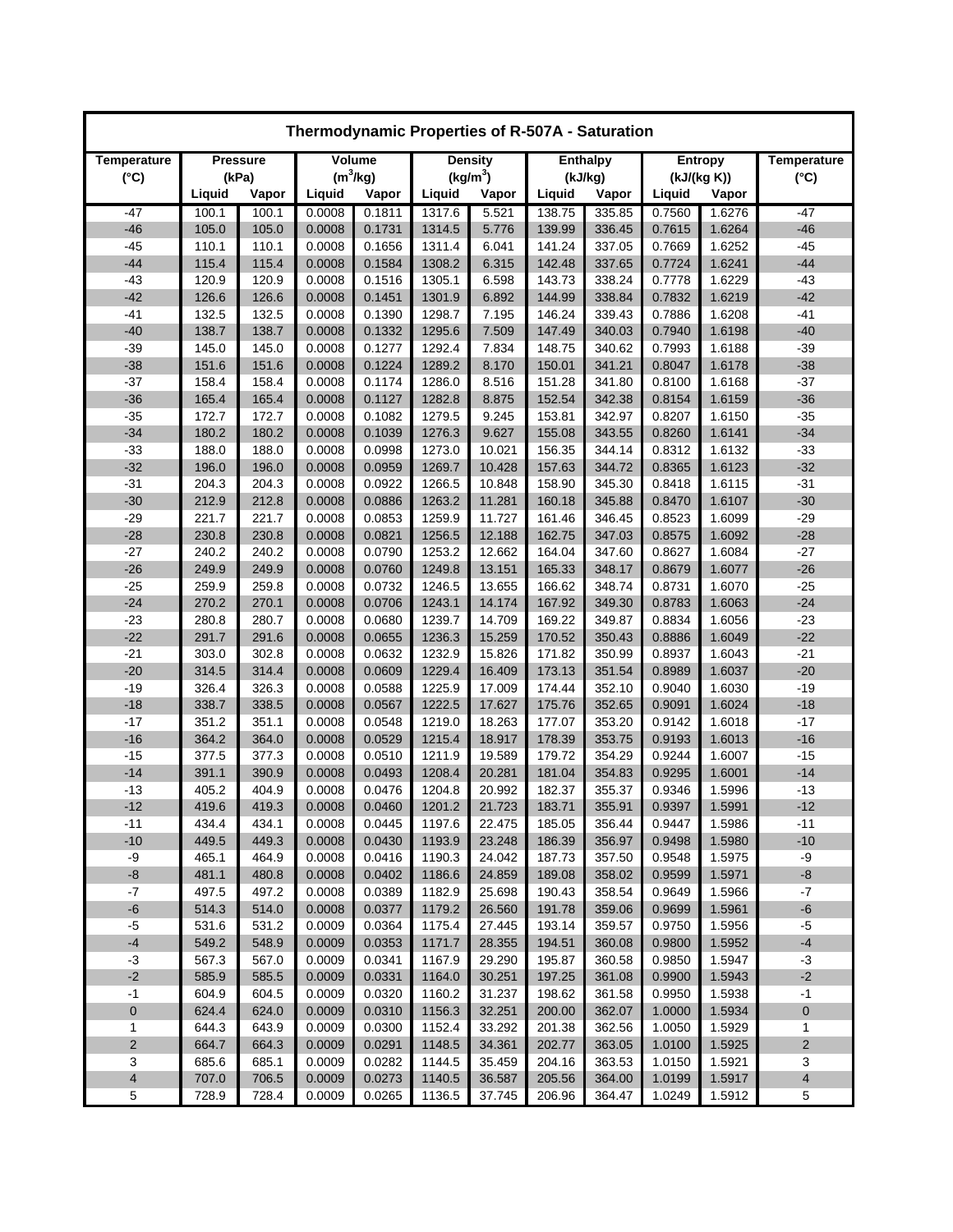# Thermodynamic Properties of R-507A - Saturation

| Temperature (°C) | Pressure (kPa) | | Volume ($m^3$/kg) | | Density ($kg/m^3$) | | Enthalpy (kJ/kg) | | Entropy (kJ/(kg K)) | | Temperature (°C) |
|---|---|---|---|---|---|---|---|---|---|---|---|
| | Liquid | Vapor | Liquid | Vapor | Liquid | Vapor | Liquid | Vapor | Liquid | Vapor | |
| -47 | 100.1 | 100.1 | 0.0008 | 0.1811 | 1317.6 | 5.521 | 138.75 | 335.85 | 0.7560 | 1.6276 | -47 |
| -46 | 105.0 | 105.0 | 0.0008 | 0.1731 | 1314.5 | 5.776 | 139.99 | 336.45 | 0.7615 | 1.6264 | -46 |
| -45 | 110.1 | 110.1 | 0.0008 | 0.1656 | 1311.4 | 6.041 | 141.24 | 337.05 | 0.7669 | 1.6252 | -45 |
| -44 | 115.4 | 115.4 | 0.0008 | 0.1584 | 1308.2 | 6.315 | 142.48 | 337.65 | 0.7724 | 1.6241 | -44 |
| -43 | 120.9 | 120.9 | 0.0008 | 0.1516 | 1305.1 | 6.598 | 143.73 | 338.24 | 0.7778 | 1.6229 | -43 |
| -42 | 126.6 | 126.6 | 0.0008 | 0.1451 | 1301.9 | 6.892 | 144.99 | 338.84 | 0.7832 | 1.6219 | -42 |
| -41 | 132.5 | 132.5 | 0.0008 | 0.1390 | 1298.7 | 7.195 | 146.24 | 339.43 | 0.7886 | 1.6208 | -41 |
| -40 | 138.7 | 138.7 | 0.0008 | 0.1332 | 1295.6 | 7.509 | 147.49 | 340.03 | 0.7940 | 1.6198 | -40 |
| -39 | 145.0 | 145.0 | 0.0008 | 0.1277 | 1292.4 | 7.834 | 148.75 | 340.62 | 0.7993 | 1.6188 | -39 |
| -38 | 151.6 | 151.6 | 0.0008 | 0.1224 | 1289.2 | 8.170 | 150.01 | 341.21 | 0.8047 | 1.6178 | -38 |
| -37 | 158.4 | 158.4 | 0.0008 | 0.1174 | 1286.0 | 8.516 | 151.28 | 341.80 | 0.8100 | 1.6168 | -37 |
| -36 | 165.4 | 165.4 | 0.0008 | 0.1127 | 1282.8 | 8.875 | 152.54 | 342.38 | 0.8154 | 1.6159 | -36 |
| -35 | 172.7 | 172.7 | 0.0008 | 0.1082 | 1279.5 | 9.245 | 153.81 | 342.97 | 0.8207 | 1.6150 | -35 |
| -34 | 180.2 | 180.2 | 0.0008 | 0.1039 | 1276.3 | 9.627 | 155.08 | 343.55 | 0.8260 | 1.6141 | -34 |
| -33 | 188.0 | 188.0 | 0.0008 | 0.0998 | 1273.0 | 10.021 | 156.35 | 344.14 | 0.8312 | 1.6132 | -33 |
| -32 | 196.0 | 196.0 | 0.0008 | 0.0959 | 1269.7 | 10.428 | 157.63 | 344.72 | 0.8365 | 1.6123 | -32 |
| -31 | 204.3 | 204.3 | 0.0008 | 0.0922 | 1266.5 | 10.848 | 158.90 | 345.30 | 0.8418 | 1.6115 | -31 |
| -30 | 212.9 | 212.8 | 0.0008 | 0.0886 | 1263.2 | 11.281 | 160.18 | 345.88 | 0.8470 | 1.6107 | -30 |
| -29 | 221.7 | 221.7 | 0.0008 | 0.0853 | 1259.9 | 11.727 | 161.46 | 346.45 | 0.8523 | 1.6099 | -29 |
| -28 | 230.8 | 230.8 | 0.0008 | 0.0821 | 1256.5 | 12.188 | 162.75 | 347.03 | 0.8575 | 1.6092 | -28 |
| -27 | 240.2 | 240.2 | 0.0008 | 0.0790 | 1253.2 | 12.662 | 164.04 | 347.60 | 0.8627 | 1.6084 | -27 |
| -26 | 249.9 | 249.9 | 0.0008 | 0.0760 | 1249.8 | 13.151 | 165.33 | 348.17 | 0.8679 | 1.6077 | -26 |
| -25 | 259.9 | 259.8 | 0.0008 | 0.0732 | 1246.5 | 13.655 | 166.62 | 348.74 | 0.8731 | 1.6070 | -25 |
| -24 | 270.2 | 270.1 | 0.0008 | 0.0706 | 1243.1 | 14.174 | 167.92 | 349.30 | 0.8783 | 1.6063 | -24 |
| -23 | 280.8 | 280.7 | 0.0008 | 0.0680 | 1239.7 | 14.709 | 169.22 | 349.87 | 0.8834 | 1.6056 | -23 |
| -22 | 291.7 | 291.6 | 0.0008 | 0.0655 | 1236.3 | 15.259 | 170.52 | 350.43 | 0.8886 | 1.6049 | -22 |
| -21 | 303.0 | 302.8 | 0.0008 | 0.0632 | 1232.9 | 15.826 | 171.82 | 350.99 | 0.8937 | 1.6043 | -21 |
| -20 | 314.5 | 314.4 | 0.0008 | 0.0609 | 1229.4 | 16.409 | 173.13 | 351.54 | 0.8989 | 1.6037 | -20 |
| -19 | 326.4 | 326.3 | 0.0008 | 0.0588 | 1225.9 | 17.009 | 174.44 | 352.10 | 0.9040 | 1.6030 | -19 |
| -18 | 338.7 | 338.5 | 0.0008 | 0.0567 | 1222.5 | 17.627 | 175.76 | 352.65 | 0.9091 | 1.6024 | -18 |
| -17 | 351.2 | 351.1 | 0.0008 | 0.0548 | 1219.0 | 18.263 | 177.07 | 353.20 | 0.9142 | 1.6018 | -17 |
| -16 | 364.2 | 364.0 | 0.0008 | 0.0529 | 1215.4 | 18.917 | 178.39 | 353.75 | 0.9193 | 1.6013 | -16 |
| -15 | 377.5 | 377.3 | 0.0008 | 0.0510 | 1211.9 | 19.589 | 179.72 | 354.29 | 0.9244 | 1.6007 | -15 |
| -14 | 391.1 | 390.9 | 0.0008 | 0.0493 | 1208.4 | 20.281 | 181.04 | 354.83 | 0.9295 | 1.6001 | -14 |
| -13 | 405.2 | 404.9 | 0.0008 | 0.0476 | 1204.8 | 20.992 | 182.37 | 355.37 | 0.9346 | 1.5996 | -13 |
| -12 | 419.6 | 419.3 | 0.0008 | 0.0460 | 1201.2 | 21.723 | 183.71 | 355.91 | 0.9397 | 1.5991 | -12 |
| -11 | 434.4 | 434.1 | 0.0008 | 0.0445 | 1197.6 | 22.475 | 185.05 | 356.44 | 0.9447 | 1.5986 | -11 |
| -10 | 449.5 | 449.3 | 0.0008 | 0.0430 | 1193.9 | 23.248 | 186.39 | 356.97 | 0.9498 | 1.5980 | -10 |
| -9 | 465.1 | 464.9 | 0.0008 | 0.0416 | 1190.3 | 24.042 | 187.73 | 357.50 | 0.9548 | 1.5975 | -9 |
| -8 | 481.1 | 480.8 | 0.0008 | 0.0402 | 1186.6 | 24.859 | 189.08 | 358.02 | 0.9599 | 1.5971 | -8 |
| -7 | 497.5 | 497.2 | 0.0008 | 0.0389 | 1182.9 | 25.698 | 190.43 | 358.54 | 0.9649 | 1.5966 | -7 |
| -6 | 514.3 | 514.0 | 0.0008 | 0.0377 | 1179.2 | 26.560 | 191.78 | 359.06 | 0.9699 | 1.5961 | -6 |
| -5 | 531.6 | 531.2 | 0.0009 | 0.0364 | 1175.4 | 27.445 | 193.14 | 359.57 | 0.9750 | 1.5956 | -5 |
| -4 | 549.2 | 548.9 | 0.0009 | 0.0353 | 1171.7 | 28.355 | 194.51 | 360.08 | 0.9800 | 1.5952 | -4 |
| -3 | 567.3 | 567.0 | 0.0009 | 0.0341 | 1167.9 | 29.290 | 195.87 | 360.58 | 0.9850 | 1.5947 | -3 |
| -2 | 585.9 | 585.5 | 0.0009 | 0.0331 | 1164.0 | 30.251 | 197.25 | 361.08 | 0.9900 | 1.5943 | -2 |
| -1 | 604.9 | 604.5 | 0.0009 | 0.0320 | 1160.2 | 31.237 | 198.62 | 361.58 | 0.9950 | 1.5938 | -1 |
| 0 | 624.4 | 624.0 | 0.0009 | 0.0310 | 1156.3 | 32.251 | 200.00 | 362.07 | 1.0000 | 1.5934 | 0 |
| 1 | 644.3 | 643.9 | 0.0009 | 0.0300 | 1152.4 | 33.292 | 201.38 | 362.56 | 1.0050 | 1.5929 | 1 |
| 2 | 664.7 | 664.3 | 0.0009 | 0.0291 | 1148.5 | 34.361 | 202.77 | 363.05 | 1.0100 | 1.5925 | 2 |
| 3 | 685.6 | 685.1 | 0.0009 | 0.0282 | 1144.5 | 35.459 | 204.16 | 363.53 | 1.0150 | 1.5921 | 3 |
| 4 | 707.0 | 706.5 | 0.0009 | 0.0273 | 1140.5 | 36.587 | 205.56 | 364.00 | 1.0199 | 1.5917 | 4 |
| 5 | 728.9 | 728.4 | 0.0009 | 0.0265 | 1136.5 | 37.745 | 206.96 | 364.47 | 1.0249 | 1.5912 | 5 |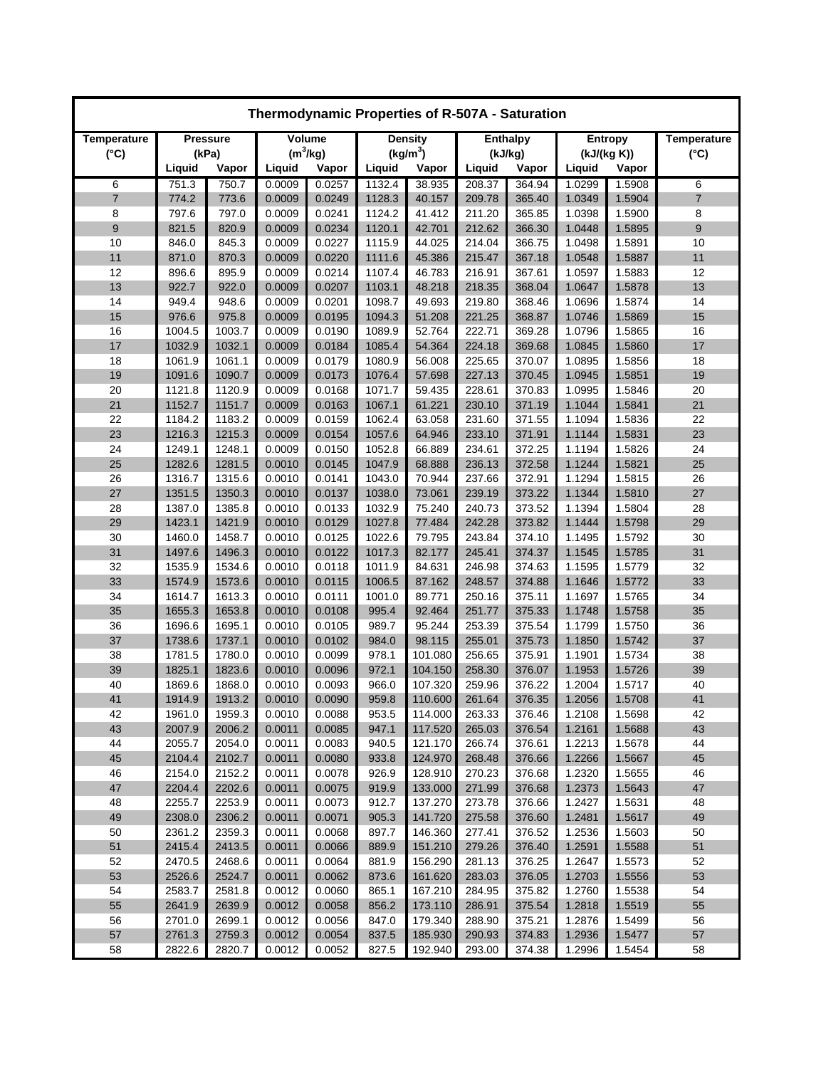| Thermodynamic Properties of R-507A - Saturation | | | | | | | | | | | |
|---|---|---|---|---|---|---|---|---|---|---|---|
| Temperature | Pressure | | Volume | | Density | | Enthalpy | | Entropy | | Temperature |
| (°C) | (kPa) | | ($m^3$/kg) | | (kg/$m^3$) | | (kJ/kg) | | (kJ/(kg K)) | | (°C) |
| | Liquid | Vapor | Liquid | Vapor | Liquid | Vapor | Liquid | Vapor | Liquid | Vapor | |
| 6 | 751.3 | 750.7 | 0.0009 | 0.0257 | 1132.4 | 38.935 | 208.37 | 364.94 | 1.0299 | 1.5908 | 6 |
| 7 | 774.2 | 773.6 | 0.0009 | 0.0249 | 1128.3 | 40.157 | 209.78 | 365.40 | 1.0349 | 1.5904 | 7 |
| 8 | 797.6 | 797.0 | 0.0009 | 0.0241 | 1124.2 | 41.412 | 211.20 | 365.85 | 1.0398 | 1.5900 | 8 |
| 9 | 821.5 | 820.9 | 0.0009 | 0.0234 | 1120.1 | 42.701 | 212.62 | 366.30 | 1.0448 | 1.5895 | 9 |
| 10 | 846.0 | 845.3 | 0.0009 | 0.0227 | 1115.9 | 44.025 | 214.04 | 366.75 | 1.0498 | 1.5891 | 10 |
| 11 | 871.0 | 870.3 | 0.0009 | 0.0220 | 1111.6 | 45.386 | 215.47 | 367.18 | 1.0548 | 1.5887 | 11 |
| 12 | 896.6 | 895.9 | 0.0009 | 0.0214 | 1107.4 | 46.783 | 216.91 | 367.61 | 1.0597 | 1.5883 | 12 |
| 13 | 922.7 | 922.0 | 0.0009 | 0.0207 | 1103.1 | 48.218 | 218.35 | 368.04 | 1.0647 | 1.5878 | 13 |
| 14 | 949.4 | 948.6 | 0.0009 | 0.0201 | 1098.7 | 49.693 | 219.80 | 368.46 | 1.0696 | 1.5874 | 14 |
| 15 | 976.6 | 975.8 | 0.0009 | 0.0195 | 1094.3 | 51.208 | 221.25 | 368.87 | 1.0746 | 1.5869 | 15 |
| 16 | 1004.5 | 1003.7 | 0.0009 | 0.0190 | 1089.9 | 52.764 | 222.71 | 369.28 | 1.0796 | 1.5865 | 16 |
| 17 | 1032.9 | 1032.1 | 0.0009 | 0.0184 | 1085.4 | 54.364 | 224.18 | 369.68 | 1.0845 | 1.5860 | 17 |
| 18 | 1061.9 | 1061.1 | 0.0009 | 0.0179 | 1080.9 | 56.008 | 225.65 | 370.07 | 1.0895 | 1.5856 | 18 |
| 19 | 1091.6 | 1090.7 | 0.0009 | 0.0173 | 1076.4 | 57.698 | 227.13 | 370.45 | 1.0945 | 1.5851 | 19 |
| 20 | 1121.8 | 1120.9 | 0.0009 | 0.0168 | 1071.7 | 59.435 | 228.61 | 370.83 | 1.0995 | 1.5846 | 20 |
| 21 | 1152.7 | 1151.7 | 0.0009 | 0.0163 | 1067.1 | 61.221 | 230.10 | 371.19 | 1.1044 | 1.5841 | 21 |
| 22 | 1184.2 | 1183.2 | 0.0009 | 0.0159 | 1062.4 | 63.058 | 231.60 | 371.55 | 1.1094 | 1.5836 | 22 |
| 23 | 1216.3 | 1215.3 | 0.0009 | 0.0154 | 1057.6 | 64.946 | 233.10 | 371.91 | 1.1144 | 1.5831 | 23 |
| 24 | 1249.1 | 1248.1 | 0.0009 | 0.0150 | 1052.8 | 66.889 | 234.61 | 372.25 | 1.1194 | 1.5826 | 24 |
| 25 | 1282.6 | 1281.5 | 0.0010 | 0.0145 | 1047.9 | 68.888 | 236.13 | 372.58 | 1.1244 | 1.5821 | 25 |
| 26 | 1316.7 | 1315.6 | 0.0010 | 0.0141 | 1043.0 | 70.944 | 237.66 | 372.91 | 1.1294 | 1.5815 | 26 |
| 27 | 1351.5 | 1350.3 | 0.0010 | 0.0137 | 1038.0 | 73.061 | 239.19 | 373.22 | 1.1344 | 1.5810 | 27 |
| 28 | 1387.0 | 1385.8 | 0.0010 | 0.0133 | 1032.9 | 75.240 | 240.73 | 373.52 | 1.1394 | 1.5804 | 28 |
| 29 | 1423.1 | 1421.9 | 0.0010 | 0.0129 | 1027.8 | 77.484 | 242.28 | 373.82 | 1.1444 | 1.5798 | 29 |
| 30 | 1460.0 | 1458.7 | 0.0010 | 0.0125 | 1022.6 | 79.795 | 243.84 | 374.10 | 1.1495 | 1.5792 | 30 |
| 31 | 1497.6 | 1496.3 | 0.0010 | 0.0122 | 1017.3 | 82.177 | 245.41 | 374.37 | 1.1545 | 1.5785 | 31 |
| 32 | 1535.9 | 1534.6 | 0.0010 | 0.0118 | 1011.9 | 84.631 | 246.98 | 374.63 | 1.1595 | 1.5779 | 32 |
| 33 | 1574.9 | 1573.6 | 0.0010 | 0.0115 | 1006.5 | 87.162 | 248.57 | 374.88 | 1.1646 | 1.5772 | 33 |
| 34 | 1614.7 | 1613.3 | 0.0010 | 0.0111 | 1001.0 | 89.771 | 250.16 | 375.11 | 1.1697 | 1.5765 | 34 |
| 35 | 1655.3 | 1653.8 | 0.0010 | 0.0108 | 995.4 | 92.464 | 251.77 | 375.33 | 1.1748 | 1.5758 | 35 |
| 36 | 1696.6 | 1695.1 | 0.0010 | 0.0105 | 989.7 | 95.244 | 253.39 | 375.54 | 1.1799 | 1.5750 | 36 |
| 37 | 1738.6 | 1737.1 | 0.0010 | 0.0102 | 984.0 | 98.115 | 255.01 | 375.73 | 1.1850 | 1.5742 | 37 |
| 38 | 1781.5 | 1780.0 | 0.0010 | 0.0099 | 978.1 | 101.080 | 256.65 | 375.91 | 1.1901 | 1.5734 | 38 |
| 39 | 1825.1 | 1823.6 | 0.0010 | 0.0096 | 972.1 | 104.150 | 258.30 | 376.07 | 1.1953 | 1.5726 | 39 |
| 40 | 1869.6 | 1868.0 | 0.0010 | 0.0093 | 966.0 | 107.320 | 259.96 | 376.22 | 1.2004 | 1.5717 | 40 |
| 41 | 1914.9 | 1913.2 | 0.0010 | 0.0090 | 959.8 | 110.600 | 261.64 | 376.35 | 1.2056 | 1.5708 | 41 |
| 42 | 1961.0 | 1959.3 | 0.0010 | 0.0088 | 953.5 | 114.000 | 263.33 | 376.46 | 1.2108 | 1.5698 | 42 |
| 43 | 2007.9 | 2006.2 | 0.0011 | 0.0085 | 947.1 | 117.520 | 265.03 | 376.54 | 1.2161 | 1.5688 | 43 |
| 44 | 2055.7 | 2054.0 | 0.0011 | 0.0083 | 940.5 | 121.170 | 266.74 | 376.61 | 1.2213 | 1.5678 | 44 |
| 45 | 2104.4 | 2102.7 | 0.0011 | 0.0080 | 933.8 | 124.970 | 268.48 | 376.66 | 1.2266 | 1.5667 | 45 |
| 46 | 2154.0 | 2152.2 | 0.0011 | 0.0078 | 926.9 | 128.910 | 270.23 | 376.68 | 1.2320 | 1.5655 | 46 |
| 47 | 2204.4 | 2202.6 | 0.0011 | 0.0075 | 919.9 | 133.000 | 271.99 | 376.68 | 1.2373 | 1.5643 | 47 |
| 48 | 2255.7 | 2253.9 | 0.0011 | 0.0073 | 912.7 | 137.270 | 273.78 | 376.66 | 1.2427 | 1.5631 | 48 |
| 49 | 2308.0 | 2306.2 | 0.0011 | 0.0071 | 905.3 | 141.720 | 275.58 | 376.60 | 1.2481 | 1.5617 | 49 |
| 50 | 2361.2 | 2359.3 | 0.0011 | 0.0068 | 897.7 | 146.360 | 277.41 | 376.52 | 1.2536 | 1.5603 | 50 |
| 51 | 2415.4 | 2413.5 | 0.0011 | 0.0066 | 889.9 | 151.210 | 279.26 | 376.40 | 1.2591 | 1.5588 | 51 |
| 52 | 2470.5 | 2468.6 | 0.0011 | 0.0064 | 881.9 | 156.290 | 281.13 | 376.25 | 1.2647 | 1.5573 | 52 |
| 53 | 2526.6 | 2524.7 | 0.0011 | 0.0062 | 873.6 | 161.620 | 283.03 | 376.05 | 1.2703 | 1.5556 | 53 |
| 54 | 2583.7 | 2581.8 | 0.0012 | 0.0060 | 865.1 | 167.210 | 284.95 | 375.82 | 1.2760 | 1.5538 | 54 |
| 55 | 2641.9 | 2639.9 | 0.0012 | 0.0058 | 856.2 | 173.110 | 286.91 | 375.54 | 1.2818 | 1.5519 | 55 |
| 56 | 2701.0 | 2699.1 | 0.0012 | 0.0056 | 847.0 | 179.340 | 288.90 | 375.21 | 1.2876 | 1.5499 | 56 |
| 57 | 2761.3 | 2759.3 | 0.0012 | 0.0054 | 837.5 | 185.930 | 290.93 | 374.83 | 1.2936 | 1.5477 | 57 |
| 58 | 2822.6 | 2820.7 | 0.0012 | 0.0052 | 827.5 | 192.940 | 293.00 | 374.38 | 1.2996 | 1.5454 | 58 |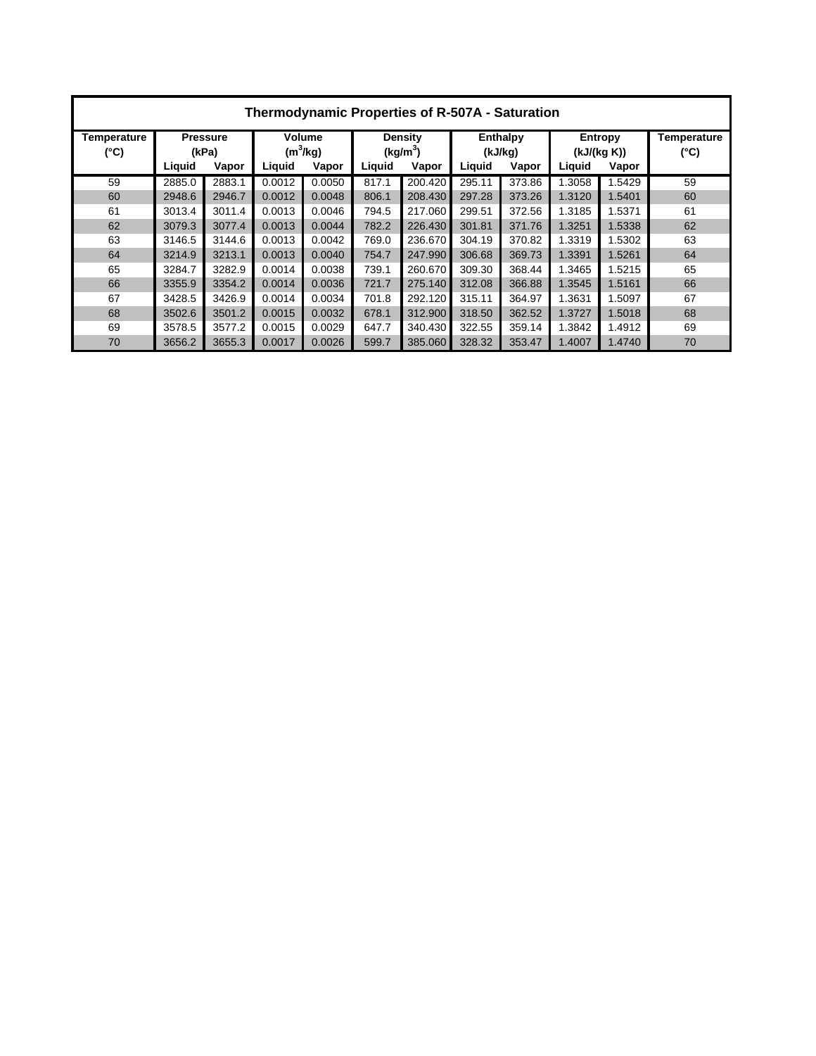| Thermodynamic Properties of R-507A - Saturation | | | | | | | | | | | |
|---|---|---|---|---|---|---|---|---|---|---|---|
| Temperature (°C) | Pressure (kPa) | | Volume ($m^3$/kg) | | Density (kg/$m^3$) | | Enthalpy (kJ/kg) | | Entropy (kJ/(kg K)) | | Temperature (°C) |
| | Liquid | Vapor | Liquid | Vapor | Liquid | Vapor | Liquid | Vapor | Liquid | Vapor | |
| 59 | 2885.0 | 2883.1 | 0.0012 | 0.0050 | 817.1 | 200.420 | 295.11 | 373.86 | 1.3058 | 1.5429 | 59 |
| 60 | 2948.6 | 2946.7 | 0.0012 | 0.0048 | 806.1 | 208.430 | 297.28 | 373.26 | 1.3120 | 1.5401 | 60 |
| 61 | 3013.4 | 3011.4 | 0.0013 | 0.0046 | 794.5 | 217.060 | 299.51 | 372.56 | 1.3185 | 1.5371 | 61 |
| 62 | 3079.3 | 3077.4 | 0.0013 | 0.0044 | 782.2 | 226.430 | 301.81 | 371.76 | 1.3251 | 1.5338 | 62 |
| 63 | 3146.5 | 3144.6 | 0.0013 | 0.0042 | 769.0 | 236.670 | 304.19 | 370.82 | 1.3319 | 1.5302 | 63 |
| 64 | 3214.9 | 3213.1 | 0.0013 | 0.0040 | 754.7 | 247.990 | 306.68 | 369.73 | 1.3391 | 1.5261 | 64 |
| 65 | 3284.7 | 3282.9 | 0.0014 | 0.0038 | 739.1 | 260.670 | 309.30 | 368.44 | 1.3465 | 1.5215 | 65 |
| 66 | 3355.9 | 3354.2 | 0.0014 | 0.0036 | 721.7 | 275.140 | 312.08 | 366.88 | 1.3545 | 1.5161 | 66 |
| 67 | 3428.5 | 3426.9 | 0.0014 | 0.0034 | 701.8 | 292.120 | 315.11 | 364.97 | 1.3631 | 1.5097 | 67 |
| 68 | 3502.6 | 3501.2 | 0.0015 | 0.0032 | 678.1 | 312.900 | 318.50 | 362.52 | 1.3727 | 1.5018 | 68 |
| 69 | 3578.5 | 3577.2 | 0.0015 | 0.0029 | 647.7 | 340.430 | 322.55 | 359.14 | 1.3842 | 1.4912 | 69 |
| 70 | 3656.2 | 3655.3 | 0.0017 | 0.0026 | 599.7 | 385.060 | 328.32 | 353.47 | 1.4007 | 1.4740 | 70 |